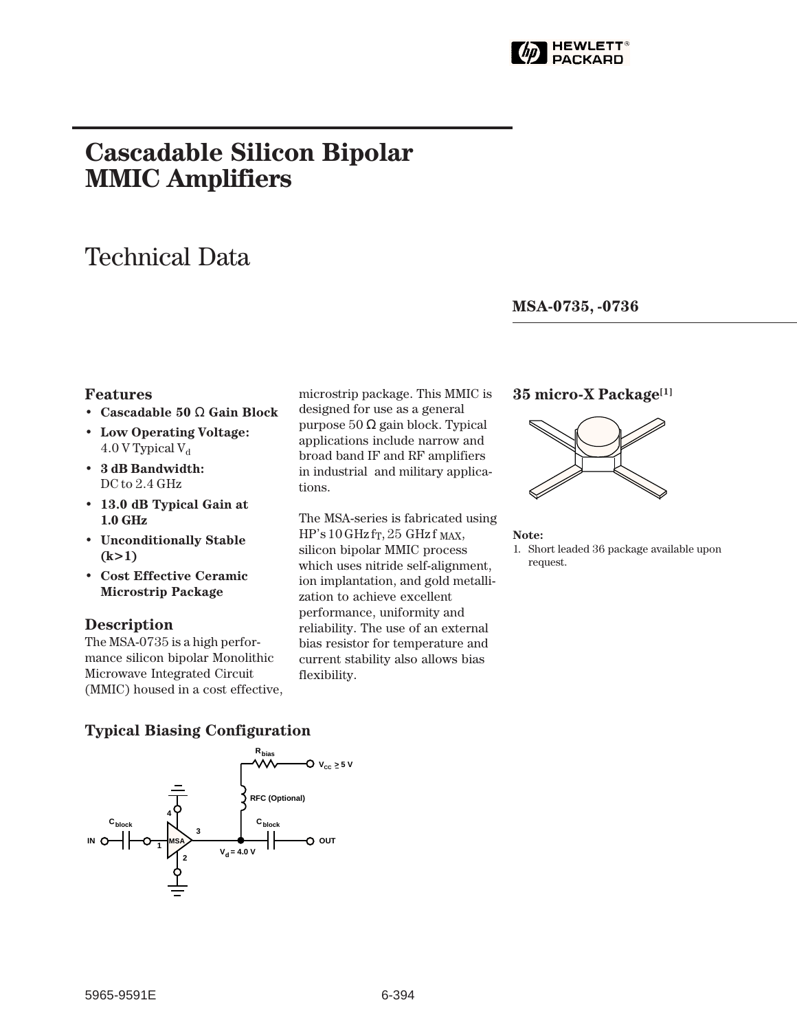# Cascadable Silicon Bipolar MMIC Amplifiers

# Technical Data

**MSA-0735, -0736**

## Features

- **Cascadable 50 Ω Gain Block**
- **Low Operating Voltage:** 4.0 V Typical $V_d$
- **3 dB Bandwidth:** DC to 2.4 GHz
- **13.0 dB Typical Gain at 1.0 GHz**
- **Unconditionally Stable (k>1)**
- **Cost Effective Ceramic Microstrip Package**

## Description

The MSA-0735 is a high performance silicon bipolar Monolithic Microwave Integrated Circuit (MMIC) housed in a cost effective, microstrip package. This MMIC is designed for use as a general purpose 50 Ω gain block. Typical applications include narrow and broad band IF and RF amplifiers in industrial and military applications.

The MSA-series is fabricated using HP's 10 GHz $f_T$, 25 GHz $f_{MAX}$, silicon bipolar MMIC process which uses nitride self-alignment, ion implantation, and gold metallization to achieve excellent performance, uniformity and reliability. The use of an external bias resistor for temperature and current stability also allows bias flexibility.

## 35 micro-X Package[1]

**Note:**
1. Short leaded 36 package available upon request.

## Typical Biasing Configuration

$R_{bias}$, $V_{CC} \geq 5$ V, RFC (Optional), $C_{block}$, IN, MSA, OUT, $V_d = 4.0$ V

5965-9591E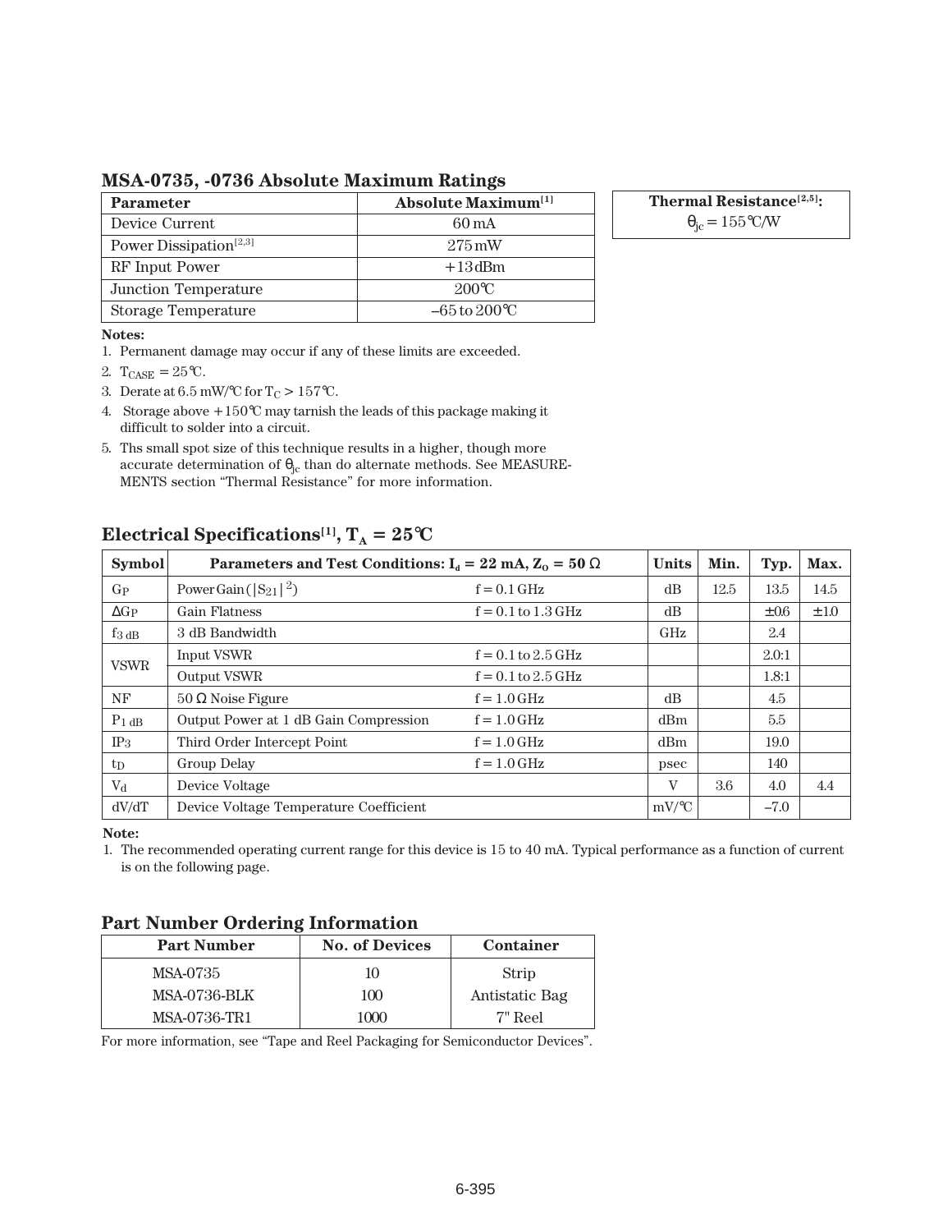## MSA-0735, -0736 Absolute Maximum Ratings

| Parameter | Absolute Maximum[1] |
|---|---|
| Device Current | 60 mA |
| Power Dissipation[2,3] | 275 mW |
| RF Input Power | +13 dBm |
| Junction Temperature | 200°C |
| Storage Temperature | –65 to 200°C |

| Thermal Resistance[2,5]: |
|---|
| $\theta_{jc}$ = 155°C/W |

**Notes:**

1. Permanent damage may occur if any of these limits are exceeded.
2. $T_{CASE}$ = 25°C.
3. Derate at 6.5 mW/°C for $T_C$ > 157°C.
4. Storage above +150°C may tarnish the leads of this package making it difficult to solder into a circuit.
5. Ths small spot size of this technique results in a higher, though more accurate determination of $\theta_{jc}$ than do alternate methods. See MEASUREMENTS section "Thermal Resistance" for more information.

## Electrical Specifications[1], $T_A$ = 25°C

| Symbol | Parameters and Test Conditions: $I_d$ = 22 mA, $Z_O$ = 50 Ω | | Units | Min. | Typ. | Max. |
|---|---|---|---|---|---|---|
| $G_P$ | Power Gain ($\|S_{21}\|^2$) | f = 0.1 GHz | dB | 12.5 | 13.5 | 14.5 |
| $\Delta G_P$ | Gain Flatness | f = 0.1 to 1.3 GHz | dB | | ±0.6 | ±1.0 |
| $f_{3\,dB}$ | 3 dB Bandwidth | | GHz | | 2.4 | |
| VSWR | Input VSWR | f = 0.1 to 2.5 GHz | | | 2.0:1 | |
| | Output VSWR | f = 0.1 to 2.5 GHz | | | 1.8:1 | |
| NF | 50 Ω Noise Figure | f = 1.0 GHz | dB | | 4.5 | |
| $P_{1\,dB}$ | Output Power at 1 dB Gain Compression | f = 1.0 GHz | dBm | | 5.5 | |
| $IP_3$ | Third Order Intercept Point | f = 1.0 GHz | dBm | | 19.0 | |
| $t_D$ | Group Delay | f = 1.0 GHz | psec | | 140 | |
| $V_d$ | Device Voltage | | V | 3.6 | 4.0 | 4.4 |
| dV/dT | Device Voltage Temperature Coefficient | | mV/°C | | –7.0 | |

**Note:**

1. The recommended operating current range for this device is 15 to 40 mA. Typical performance as a function of current is on the following page.

## Part Number Ordering Information

| Part Number | No. of Devices | Container |
|---|---|---|
| MSA-0735 | 10 | Strip |
| MSA-0736-BLK | 100 | Antistatic Bag |
| MSA-0736-TR1 | 1000 | 7" Reel |

For more information, see "Tape and Reel Packaging for Semiconductor Devices".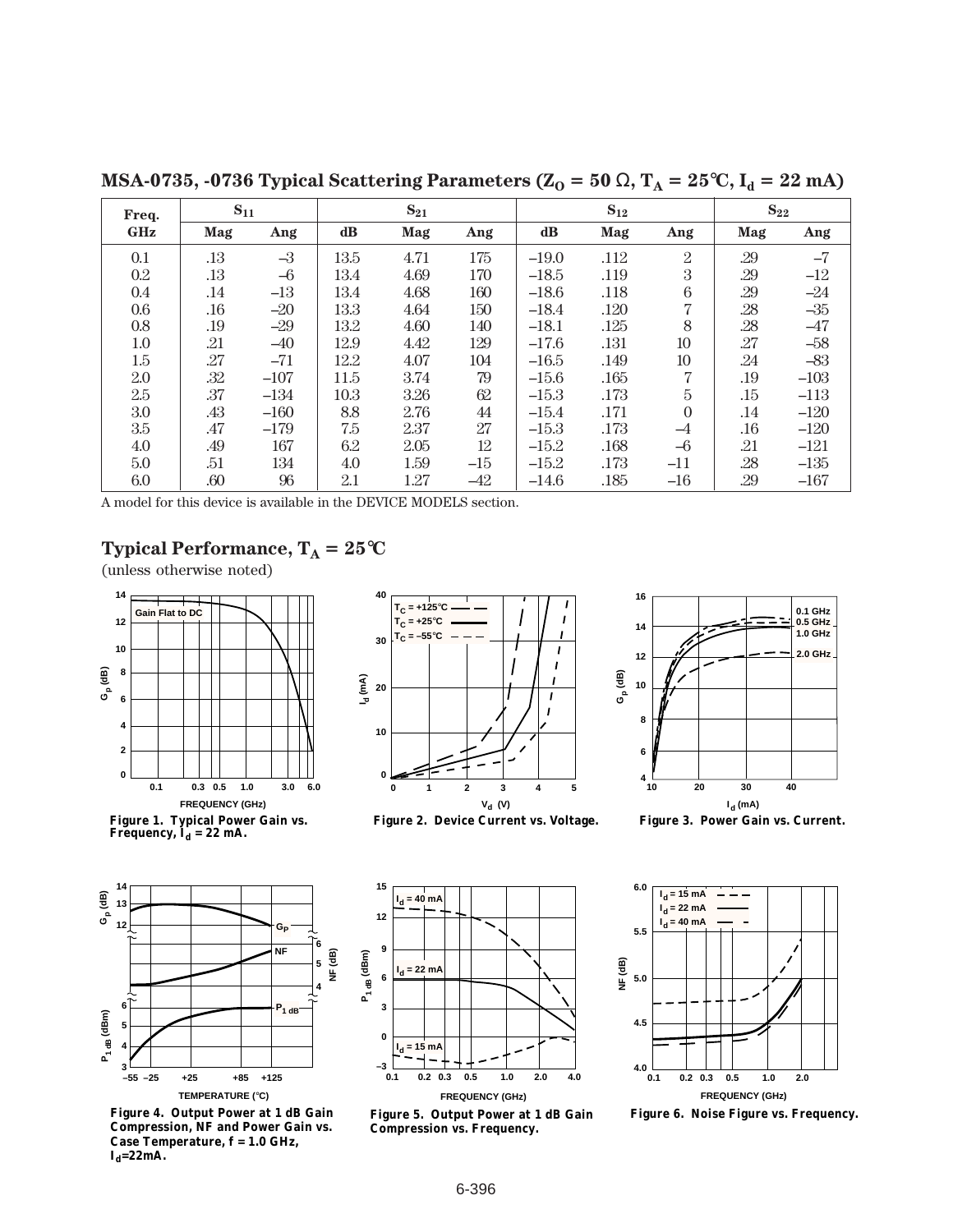## MSA-0735, -0736 Typical Scattering Parameters ($Z_O$ = 50 Ω, $T_A$ = 25°C, $I_d$ = 22 mA)

| Freq. | $S_{11}$ | | $S_{21}$ | | | $S_{12}$ | | | $S_{22}$ | |
|---|---|---|---|---|---|---|---|---|---|---|
| GHz | Mag | Ang | dB | Mag | Ang | dB | Mag | Ang | Mag | Ang |
| 0.1 | .13 | –3 | 13.5 | 4.71 | 175 | –19.0 | .112 | 2 | .29 | –7 |
| 0.2 | .13 | –6 | 13.4 | 4.69 | 170 | –18.5 | .119 | 3 | .29 | –12 |
| 0.4 | .14 | –13 | 13.4 | 4.68 | 160 | –18.6 | .118 | 6 | .29 | –24 |
| 0.6 | .16 | –20 | 13.3 | 4.64 | 150 | –18.4 | .120 | 7 | .28 | –35 |
| 0.8 | .19 | –29 | 13.2 | 4.60 | 140 | –18.1 | .125 | 8 | .28 | –47 |
| 1.0 | .21 | –40 | 12.9 | 4.42 | 129 | –17.6 | .131 | 10 | .27 | –58 |
| 1.5 | .27 | –71 | 12.2 | 4.07 | 104 | –16.5 | .149 | 10 | .24 | –83 |
| 2.0 | .32 | –107 | 11.5 | 3.74 | 79 | –15.6 | .165 | 7 | .19 | –103 |
| 2.5 | .37 | –134 | 10.3 | 3.26 | 62 | –15.3 | .173 | 5 | .15 | –113 |
| 3.0 | .43 | –160 | 8.8 | 2.76 | 44 | –15.4 | .171 | 0 | .14 | –120 |
| 3.5 | .47 | –179 | 7.5 | 2.37 | 27 | –15.3 | .173 | –4 | .16 | –120 |
| 4.0 | .49 | 167 | 6.2 | 2.05 | 12 | –15.2 | .168 | –6 | .21 | –121 |
| 5.0 | .51 | 134 | 4.0 | 1.59 | –15 | –15.2 | .173 | –11 | .28 | –135 |
| 6.0 | .60 | 96 | 2.1 | 1.27 | –42 | –14.6 | .185 | –16 | .29 | –167 |

A model for this device is available in the DEVICE MODELS section.

## Typical Performance, $T_A$ = 25°C

(unless otherwise noted)

**Figure 1. Typical Power Gain vs. Frequency, $I_d$ = 22 mA.**

**Figure 2. Device Current vs. Voltage.**

**Figure 3. Power Gain vs. Current.**

**Figure 4. Output Power at 1 dB Gain Compression, NF and Power Gain vs. Case Temperature, f = 1.0 GHz, $I_d$=22mA.**

**Figure 5. Output Power at 1 dB Gain Compression vs. Frequency.**

**Figure 6. Noise Figure vs. Frequency.**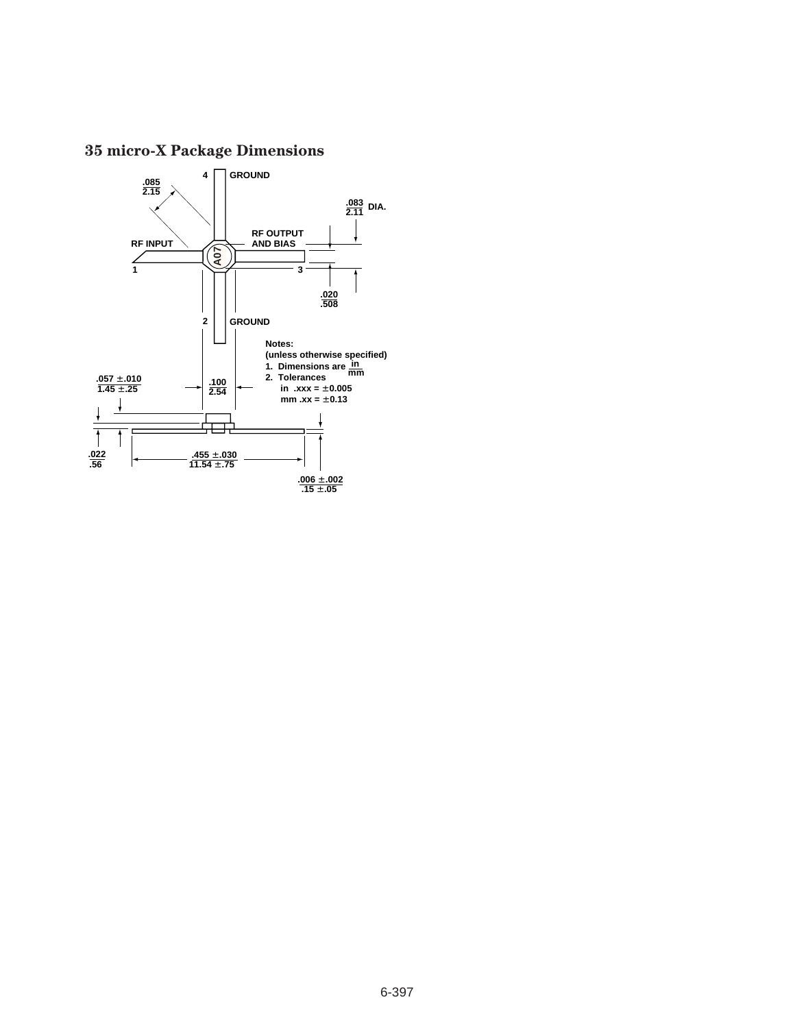## 35 micro-X Package Dimensions

4 GROUND

.085
2.15

.083
2.11 DIA.

RF INPUT

RF OUTPUT
AND BIAS

A07

1

3

.020
.508

2 GROUND

Notes:
(unless otherwise specified)
1. Dimensions are in/mm
2. Tolerances
in .xxx = ±0.005
mm .xx = ±0.13

.057 ±.010
1.45 ±.25

.100
2.54

.022
.56

.455 ±.030
11.54 ±.75

.006 ±.002
.15 ±.05